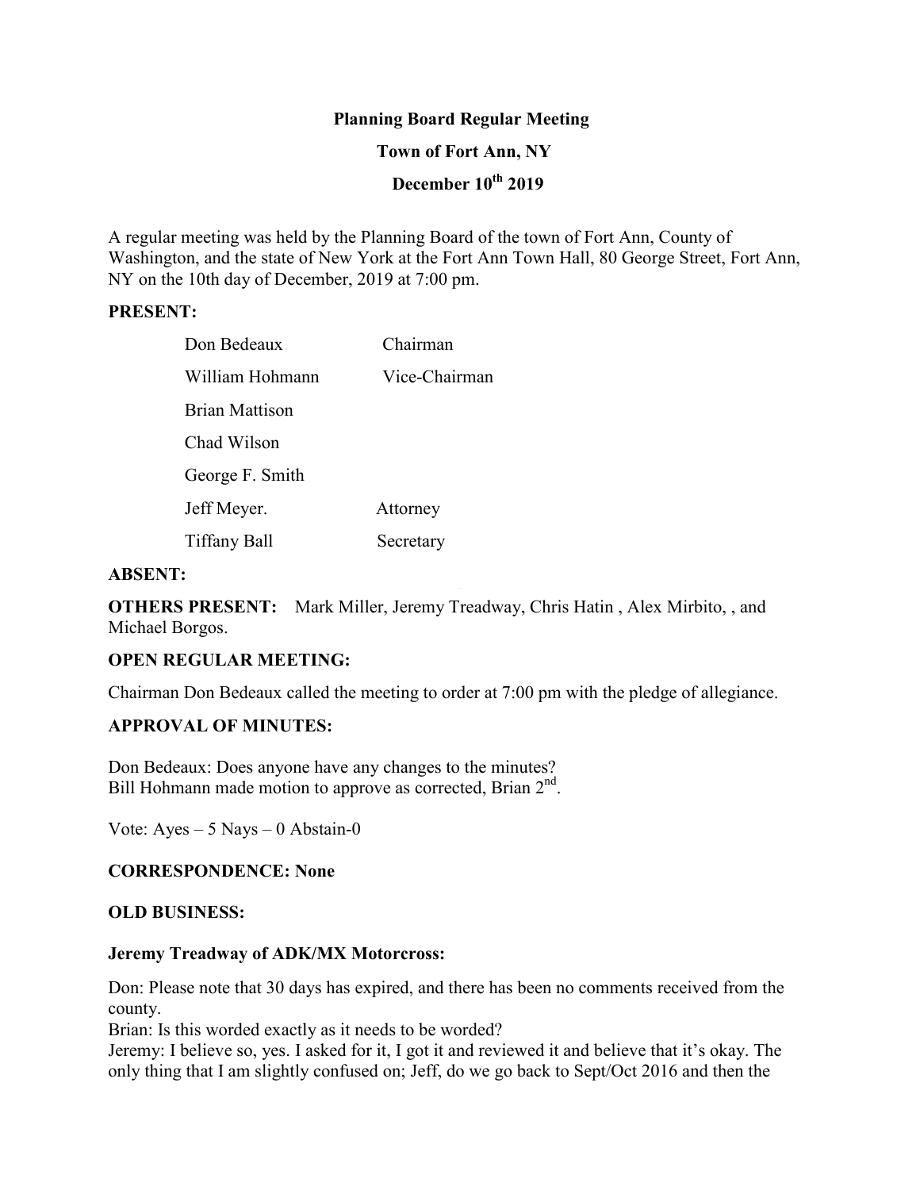**Planning Board Regular Meeting**

**Town of Fort Ann, NY**

**December 10th 2019**

A regular meeting was held by the Planning Board of the town of Fort Ann, County of Washington, and the state of New York at the Fort Ann Town Hall, 80 George Street, Fort Ann, NY on the 10th day of December, 2019 at 7:00 pm.

**PRESENT:**

| | |
|---|---|
| Don Bedeaux | Chairman |
| William Hohmann | Vice-Chairman |
| Brian Mattison | |
| Chad Wilson | |
| George F. Smith | |
| Jeff Meyer. | Attorney |
| Tiffany Ball | Secretary |

**ABSENT:**

**OTHERS PRESENT:** Mark Miller, Jeremy Treadway, Chris Hatin , Alex Mirbito, , and Michael Borgos.

**OPEN REGULAR MEETING:**

Chairman Don Bedeaux called the meeting to order at 7:00 pm with the pledge of allegiance.

**APPROVAL OF MINUTES:**

Don Bedeaux: Does anyone have any changes to the minutes?
Bill Hohmann made motion to approve as corrected, Brian 2nd.

Vote: Ayes – 5 Nays – 0 Abstain-0

**CORRESPONDENCE: None**

**OLD BUSINESS:**

**Jeremy Treadway of ADK/MX Motorcross:**

Don: Please note that 30 days has expired, and there has been no comments received from the county.
Brian: Is this worded exactly as it needs to be worded?
Jeremy: I believe so, yes. I asked for it, I got it and reviewed it and believe that it's okay. The only thing that I am slightly confused on; Jeff, do we go back to Sept/Oct 2016 and then the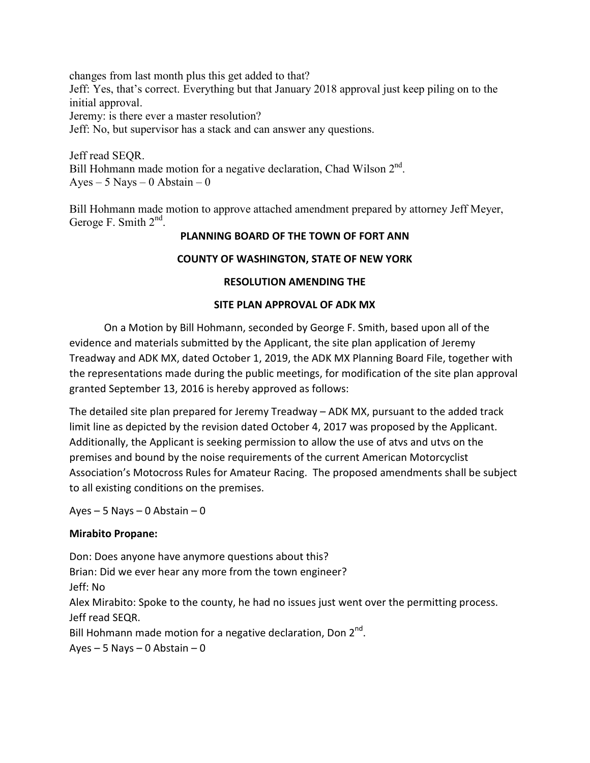changes from last month plus this get added to that?

Jeff: Yes, that's correct. Everything but that January 2018 approval just keep piling on to the initial approval.

Jeremy: is there ever a master resolution?

Jeff: No, but supervisor has a stack and can answer any questions.

Jeff read SEQR.

Bill Hohmann made motion for a negative declaration, Chad Wilson 2nd.

Ayes – 5 Nays – 0 Abstain – 0

Bill Hohmann made motion to approve attached amendment prepared by attorney Jeff Meyer, Geroge F. Smith 2nd.

**PLANNING BOARD OF THE TOWN OF FORT ANN**

**COUNTY OF WASHINGTON, STATE OF NEW YORK**

**RESOLUTION AMENDING THE**

**SITE PLAN APPROVAL OF ADK MX**

On a Motion by Bill Hohmann, seconded by George F. Smith, based upon all of the evidence and materials submitted by the Applicant, the site plan application of Jeremy Treadway and ADK MX, dated October 1, 2019, the ADK MX Planning Board File, together with the representations made during the public meetings, for modification of the site plan approval granted September 13, 2016 is hereby approved as follows:

The detailed site plan prepared for Jeremy Treadway – ADK MX, pursuant to the added track limit line as depicted by the revision dated October 4, 2017 was proposed by the Applicant. Additionally, the Applicant is seeking permission to allow the use of atvs and utvs on the premises and bound by the noise requirements of the current American Motorcyclist Association's Motocross Rules for Amateur Racing. The proposed amendments shall be subject to all existing conditions on the premises.

Ayes – 5 Nays – 0 Abstain – 0

**Mirabito Propane:**

Don: Does anyone have anymore questions about this?

Brian: Did we ever hear any more from the town engineer?

Jeff: No

Alex Mirabito: Spoke to the county, he had no issues just went over the permitting process.

Jeff read SEQR.

Bill Hohmann made motion for a negative declaration, Don 2nd.

Ayes – 5 Nays – 0 Abstain – 0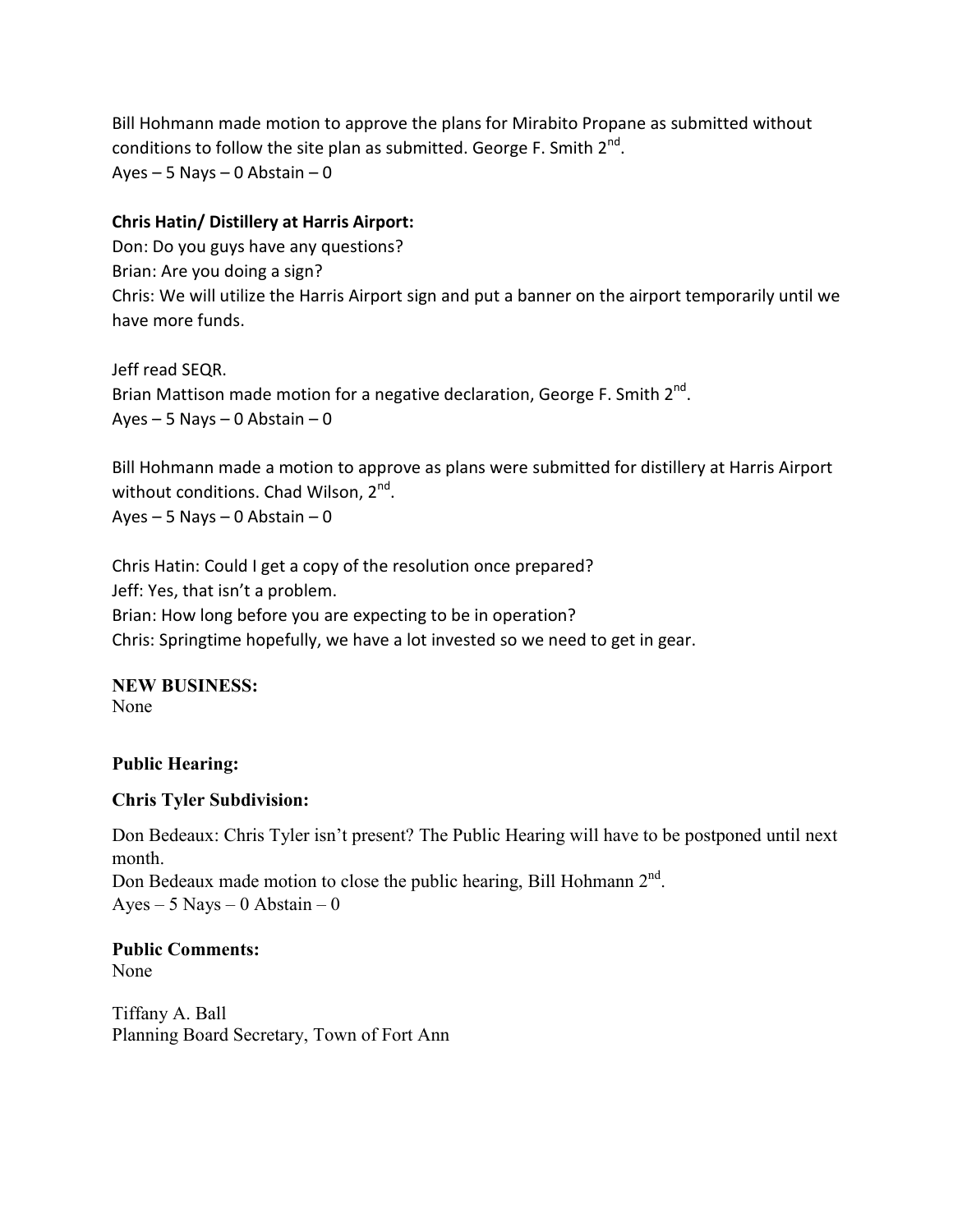Bill Hohmann made motion to approve the plans for Mirabito Propane as submitted without conditions to follow the site plan as submitted. George F. Smith 2nd.
Ayes – 5 Nays – 0 Abstain – 0

**Chris Hatin/ Distillery at Harris Airport:**
Don: Do you guys have any questions?
Brian: Are you doing a sign?
Chris: We will utilize the Harris Airport sign and put a banner on the airport temporarily until we have more funds.

Jeff read SEQR.
Brian Mattison made motion for a negative declaration, George F. Smith 2nd.
Ayes – 5 Nays – 0 Abstain – 0

Bill Hohmann made a motion to approve as plans were submitted for distillery at Harris Airport without conditions. Chad Wilson, 2nd.
Ayes – 5 Nays – 0 Abstain – 0

Chris Hatin: Could I get a copy of the resolution once prepared?
Jeff: Yes, that isn't a problem.
Brian: How long before you are expecting to be in operation?
Chris: Springtime hopefully, we have a lot invested so we need to get in gear.

**NEW BUSINESS:**
None

**Public Hearing:**

**Chris Tyler Subdivision:**

Don Bedeaux: Chris Tyler isn't present? The Public Hearing will have to be postponed until next month.
Don Bedeaux made motion to close the public hearing, Bill Hohmann 2nd.
Ayes – 5 Nays – 0 Abstain – 0

**Public Comments:**
None

Tiffany A. Ball
Planning Board Secretary, Town of Fort Ann